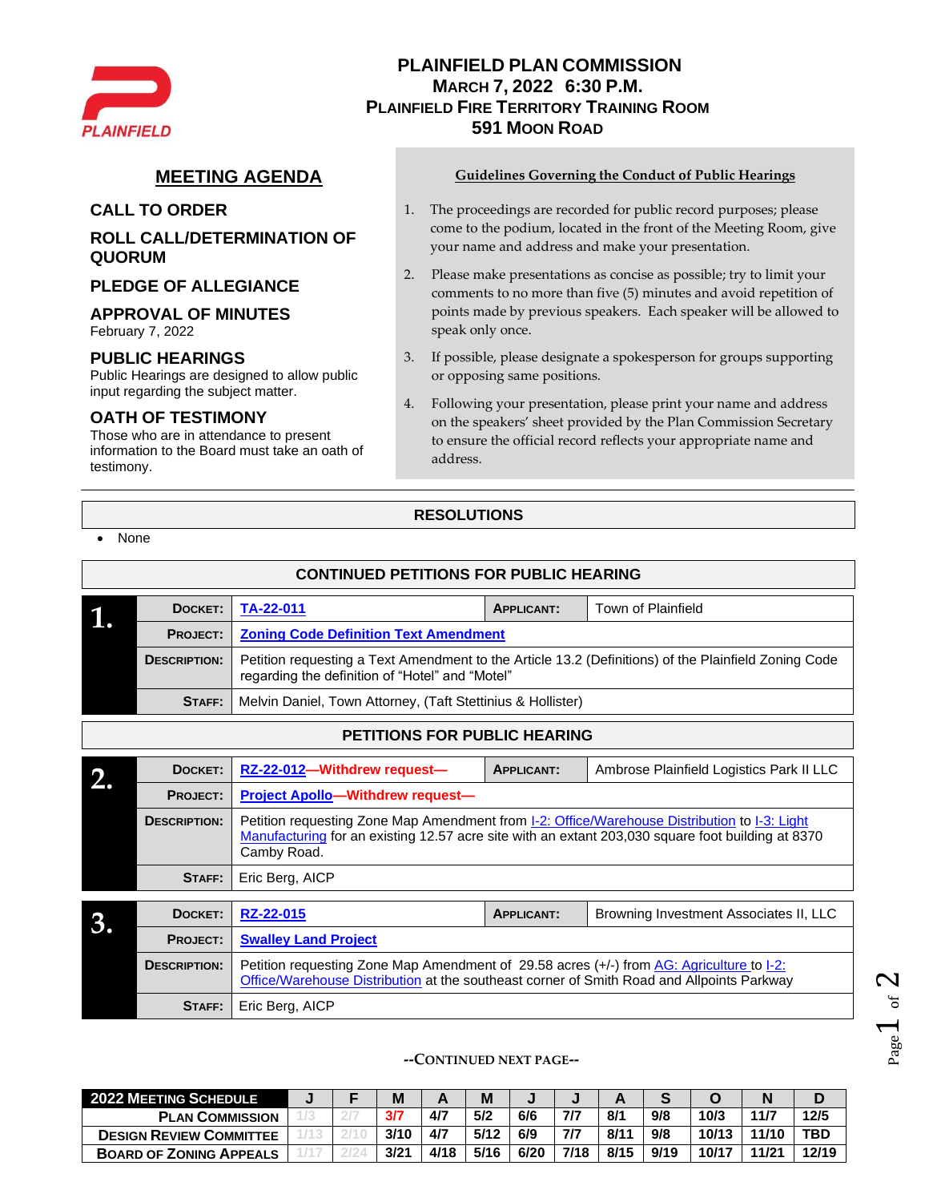PLAINFIELD

# PLAINFIELD PLAN COMMISSION
## MARCH 7, 2022 6:30 P.M.
## PLAINFIELD FIRE TERRITORY TRAINING ROOM
## 591 MOON ROAD

## MEETING AGENDA

### CALL TO ORDER

### ROLL CALL/DETERMINATION OF QUORUM

### PLEDGE OF ALLEGIANCE

### APPROVAL OF MINUTES
February 7, 2022

### PUBLIC HEARINGS
Public Hearings are designed to allow public input regarding the subject matter.

### OATH OF TESTIMONY
Those who are in attendance to present information to the Board must take an oath of testimony.

**Guidelines Governing the Conduct of Public Hearings**

1. The proceedings are recorded for public record purposes; please come to the podium, located in the front of the Meeting Room, give your name and address and make your presentation.
2. Please make presentations as concise as possible; try to limit your comments to no more than five (5) minutes and avoid repetition of points made by previous speakers. Each speaker will be allowed to speak only once.
3. If possible, please designate a spokesperson for groups supporting or opposing same positions.
4. Following your presentation, please print your name and address on the speakers' sheet provided by the Plan Commission Secretary to ensure the official record reflects your appropriate name and address.

## RESOLUTIONS

- None

## CONTINUED PETITIONS FOR PUBLIC HEARING

| 1. | | | | |
|---|---|---|---|---|
| | **DOCKET:** | TA-22-011 | **APPLICANT:** | Town of Plainfield |
| | **PROJECT:** | **Zoning Code Definition Text Amendment** | | |
| | **DESCRIPTION:** | Petition requesting a Text Amendment to the Article 13.2 (Definitions) of the Plainfield Zoning Code regarding the definition of "Hotel" and "Motel" | | |
| | **STAFF:** | Melvin Daniel, Town Attorney, (Taft Stettinius & Hollister) | | |

## PETITIONS FOR PUBLIC HEARING

| 2. | | | | |
|---|---|---|---|---|
| | **DOCKET:** | RZ-22-012—Withdrew request— | **APPLICANT:** | Ambrose Plainfield Logistics Park II LLC |
| | **PROJECT:** | **Project Apollo—Withdrew request—** | | |
| | **DESCRIPTION:** | Petition requesting Zone Map Amendment from I-2: Office/Warehouse Distribution to I-3: Light Manufacturing for an existing 12.57 acre site with an extant 203,030 square foot building at 8370 Camby Road. | | |
| | **STAFF:** | Eric Berg, AICP | | |

| 3. | | | | |
|---|---|---|---|---|
| | **DOCKET:** | RZ-22-015 | **APPLICANT:** | Browning Investment Associates II, LLC |
| | **PROJECT:** | **Swalley Land Project** | | |
| | **DESCRIPTION:** | Petition requesting Zone Map Amendment of 29.58 acres (+/-) from AG: Agriculture to I-2: Office/Warehouse Distribution at the southeast corner of Smith Road and Allpoints Parkway | | |
| | **STAFF:** | Eric Berg, AICP | | |

--CONTINUED NEXT PAGE--

| 2022 MEETING SCHEDULE | J | F | M | A | M | J | J | A | S | O | N | D |
|---|---|---|---|---|---|---|---|---|---|---|---|---|
| PLAN COMMISSION | 1/3 | 2/7 | 3/7 | 4/7 | 5/2 | 6/6 | 7/7 | 8/1 | 9/8 | 10/3 | 11/7 | 12/5 |
| DESIGN REVIEW COMMITTEE | 1/13 | 2/10 | 3/10 | 4/7 | 5/12 | 6/9 | 7/7 | 8/11 | 9/8 | 10/13 | 11/10 | TBD |
| BOARD OF ZONING APPEALS | 1/17 | 2/24 | 3/21 | 4/18 | 5/16 | 6/20 | 7/18 | 8/15 | 9/19 | 10/17 | 11/21 | 12/19 |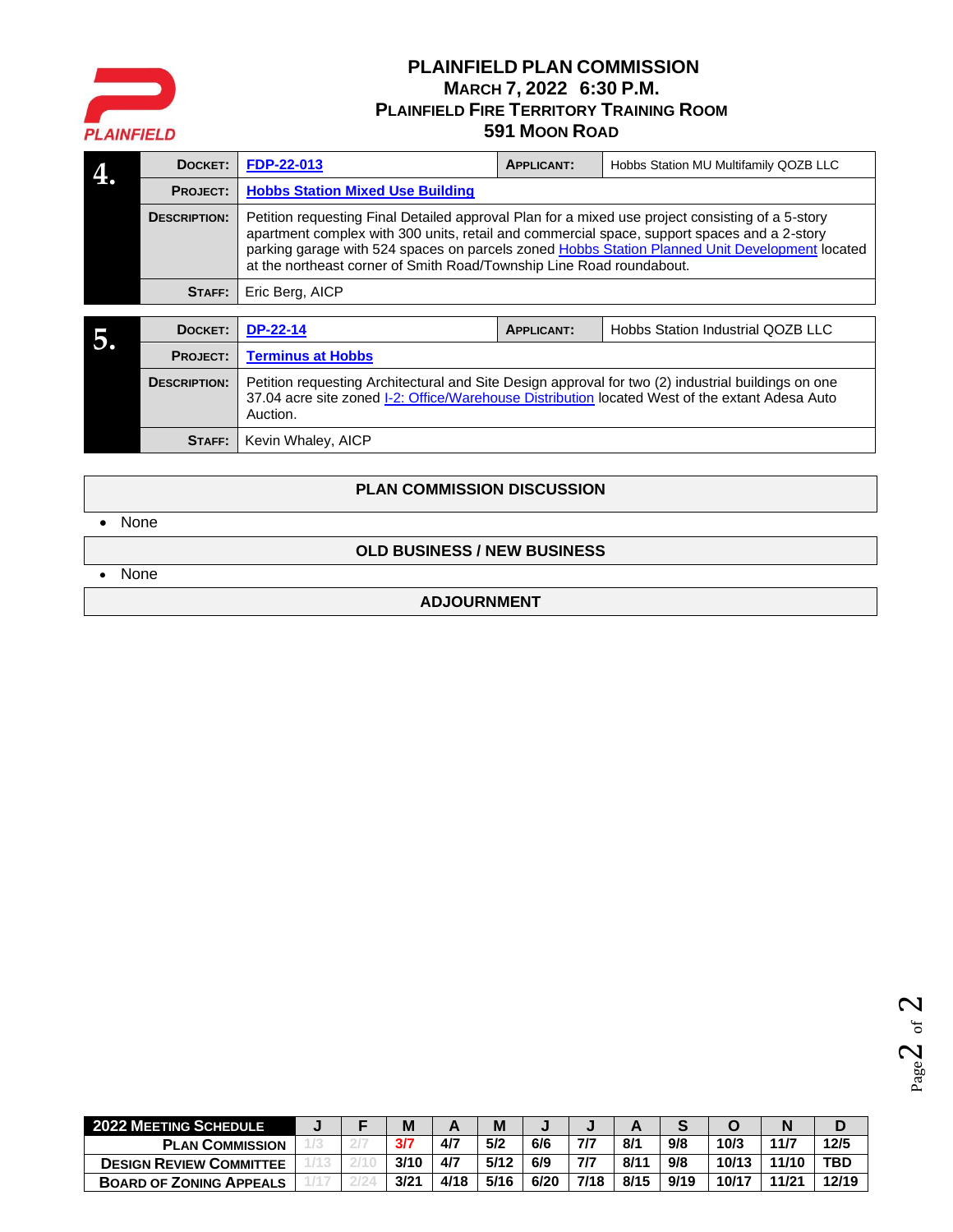# PLAINFIELD PLAN COMMISSION

**MARCH 7, 2022 6:30 P.M.**
**PLAINFIELD FIRE TERRITORY TRAINING ROOM**
**591 MOON ROAD**

| | | | | |
|---|---|---|---|---|
| **4.** | **DOCKET:** | FDP-22-013 | **APPLICANT:** | Hobbs Station MU Multifamily QOZB LLC |
| | **PROJECT:** | **Hobbs Station Mixed Use Building** | | |
| | **DESCRIPTION:** | Petition requesting Final Detailed approval Plan for a mixed use project consisting of a 5-story apartment complex with 300 units, retail and commercial space, support spaces and a 2-story parking garage with 524 spaces on parcels zoned Hobbs Station Planned Unit Development located at the northeast corner of Smith Road/Township Line Road roundabout. | | |
| | **STAFF:** | Eric Berg, AICP | | |

| | | | | |
|---|---|---|---|---|
| **5.** | **DOCKET:** | DP-22-14 | **APPLICANT:** | Hobbs Station Industrial QOZB LLC |
| | **PROJECT:** | **Terminus at Hobbs** | | |
| | **DESCRIPTION:** | Petition requesting Architectural and Site Design approval for two (2) industrial buildings on one 37.04 acre site zoned I-2: Office/Warehouse Distribution located West of the extant Adesa Auto Auction. | | |
| | **STAFF:** | Kevin Whaley, AICP | | |

## PLAN COMMISSION DISCUSSION

- None

## OLD BUSINESS / NEW BUSINESS

- None

## ADJOURNMENT

| 2022 MEETING SCHEDULE | J | F | M | A | M | J | J | A | S | O | N | D |
|---|---|---|---|---|---|---|---|---|---|---|---|---|
| PLAN COMMISSION | 1/3 | 2/7 | 3/7 | 4/7 | 5/2 | 6/6 | 7/7 | 8/1 | 9/8 | 10/3 | 11/7 | 12/5 |
| DESIGN REVIEW COMMITTEE | 1/13 | 2/10 | 3/10 | 4/7 | 5/12 | 6/9 | 7/7 | 8/11 | 9/8 | 10/13 | 11/10 | TBD |
| BOARD OF ZONING APPEALS | 1/17 | 2/24 | 3/21 | 4/18 | 5/16 | 6/20 | 7/18 | 8/15 | 9/19 | 10/17 | 11/21 | 12/19 |